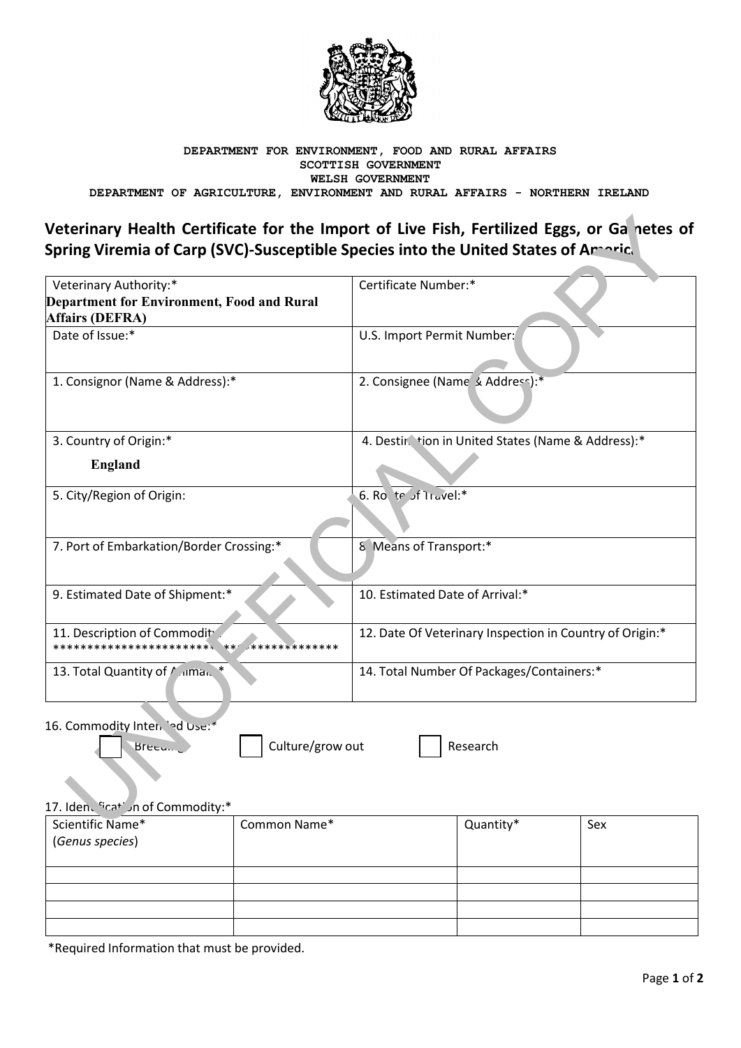DEPARTMENT FOR ENVIRONMENT, FOOD AND RURAL AFFAIRS
SCOTTISH GOVERNMENT
WELSH GOVERNMENT
DEPARTMENT OF AGRICULTURE, ENVIRONMENT AND RURAL AFFAIRS - NORTHERN IRELAND

## Veterinary Health Certificate for the Import of Live Fish, Fertilized Eggs, or Gametes of Spring Viremia of Carp (SVC)-Susceptible Species into the United States of America

UNOFFICIAL COPY

| | |
|---|---|
| Veterinary Authority:* **Department for Environment, Food and Rural Affairs (DEFRA)** | Certificate Number:* |
| Date of Issue:* | U.S. Import Permit Number: |
| 1. Consignor (Name & Address):* | 2. Consignee (Name & Address):* |
| 3. Country of Origin:* **England** | 4. Destination in United States (Name & Address):* |
| 5. City/Region of Origin: | 6. Route of Travel:* |
| 7. Port of Embarkation/Border Crossing:* | 8. Means of Transport:* |
| 9. Estimated Date of Shipment:* | 10. Estimated Date of Arrival:* |
| 11. Description of Commodity: ******************************************** | 12. Date Of Veterinary Inspection in Country of Origin:* |
| 13. Total Quantity of Animals:* | 14. Total Number Of Packages/Containers:* |

16. Commodity Intended Use:*

☐ Breeding ☐ Culture/grow out ☐ Research

17. Identification of Commodity:*

| Scientific Name* (*Genus species*) | Common Name* | Quantity* | Sex |
|---|---|---|---|
| | | | |
| | | | |
| | | | |
| | | | |

*Required Information that must be provided.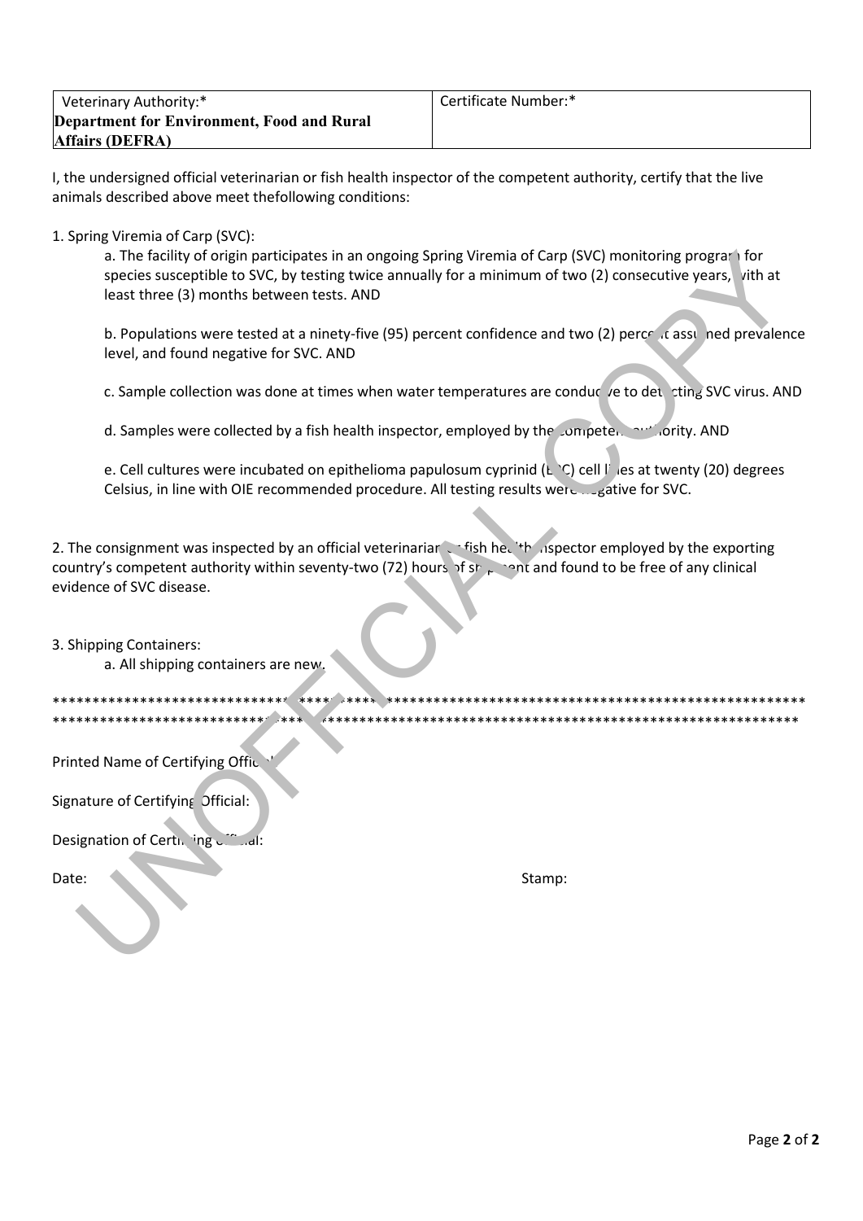| Veterinary Authority:* **Department for Environment, Food and Rural Affairs (DEFRA)** | Certificate Number:* |
|---|---|

I, the undersigned official veterinarian or fish health inspector of the competent authority, certify that the live animals described above meet thefollowing conditions:

1. Spring Viremia of Carp (SVC):

   a. The facility of origin participates in an ongoing Spring Viremia of Carp (SVC) monitoring program for species susceptible to SVC, by testing twice annually for a minimum of two (2) consecutive years, with at least three (3) months between tests. AND

   b. Populations were tested at a ninety-five (95) percent confidence and two (2) percent assumed prevalence level, and found negative for SVC. AND

   c. Sample collection was done at times when water temperatures are conducive to detecting SVC virus. AND

   d. Samples were collected by a fish health inspector, employed by the competent authority. AND

   e. Cell cultures were incubated on epithelioma papulosum cyprinid (EPC) cell lines at twenty (20) degrees Celsius, in line with OIE recommended procedure. All testing results were negative for SVC.

2. The consignment was inspected by an official veterinarian or fish health inspector employed by the exporting country's competent authority within seventy-two (72) hours of shipment and found to be free of any clinical evidence of SVC disease.

3. Shipping Containers:

   a. All shipping containers are new.

**********************************************************************************************************************
**********************************************************************************************************************

Printed Name of Certifying Official:

Signature of Certifying Official:

Designation of Certifying Official:

Date: Stamp:

UNOFFICIAL COPY